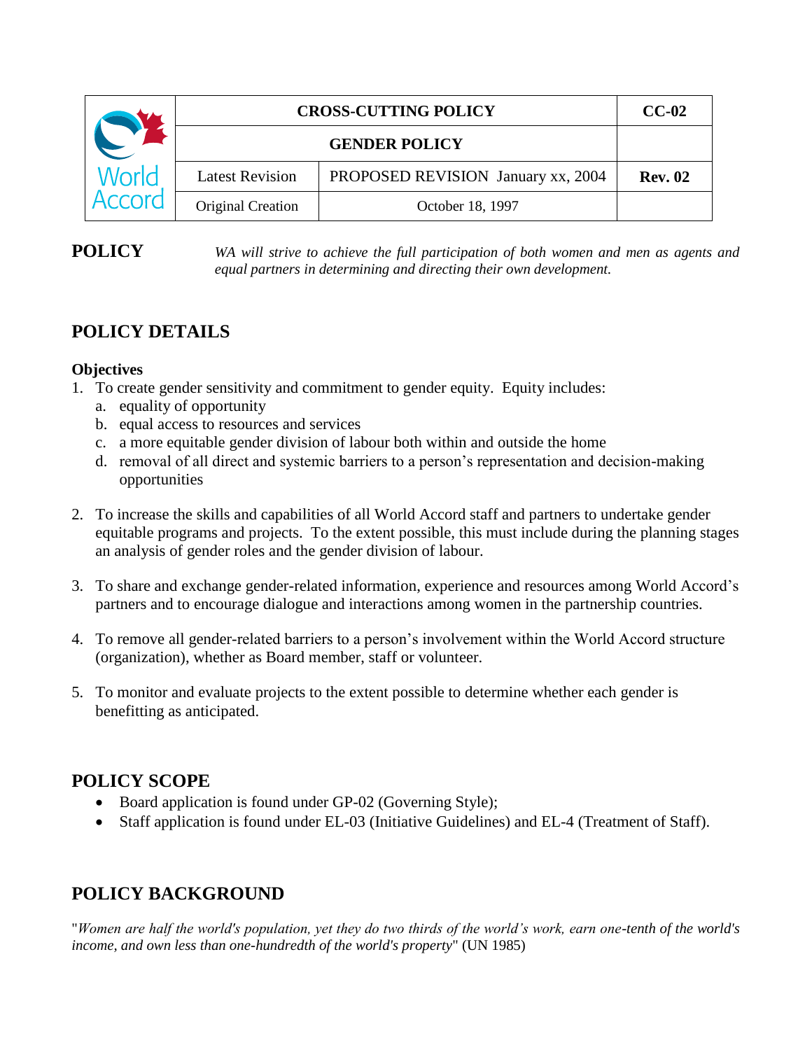| World Accord | CROSS-CUTTING POLICY | | CC-02 |
|---|---|---|---|
| | GENDER POLICY | | |
| | Latest Revision | PROPOSED REVISION January xx, 2004 | **Rev. 02** |
| | Original Creation | October 18, 1997 | |

**POLICY** *WA will strive to achieve the full participation of both women and men as agents and equal partners in determining and directing their own development.*

## POLICY DETAILS

**Objectives**

1. To create gender sensitivity and commitment to gender equity. Equity includes:
   a. equality of opportunity
   b. equal access to resources and services
   c. a more equitable gender division of labour both within and outside the home
   d. removal of all direct and systemic barriers to a person's representation and decision-making opportunities

2. To increase the skills and capabilities of all World Accord staff and partners to undertake gender equitable programs and projects. To the extent possible, this must include during the planning stages an analysis of gender roles and the gender division of labour.

3. To share and exchange gender-related information, experience and resources among World Accord's partners and to encourage dialogue and interactions among women in the partnership countries.

4. To remove all gender-related barriers to a person's involvement within the World Accord structure (organization), whether as Board member, staff or volunteer.

5. To monitor and evaluate projects to the extent possible to determine whether each gender is benefitting as anticipated.

## POLICY SCOPE

- Board application is found under GP-02 (Governing Style);
- Staff application is found under EL-03 (Initiative Guidelines) and EL-4 (Treatment of Staff).

## POLICY BACKGROUND

"*Women are half the world's population, yet they do two thirds of the world's work, earn one-tenth of the world's income, and own less than one-hundredth of the world's property*" (UN 1985)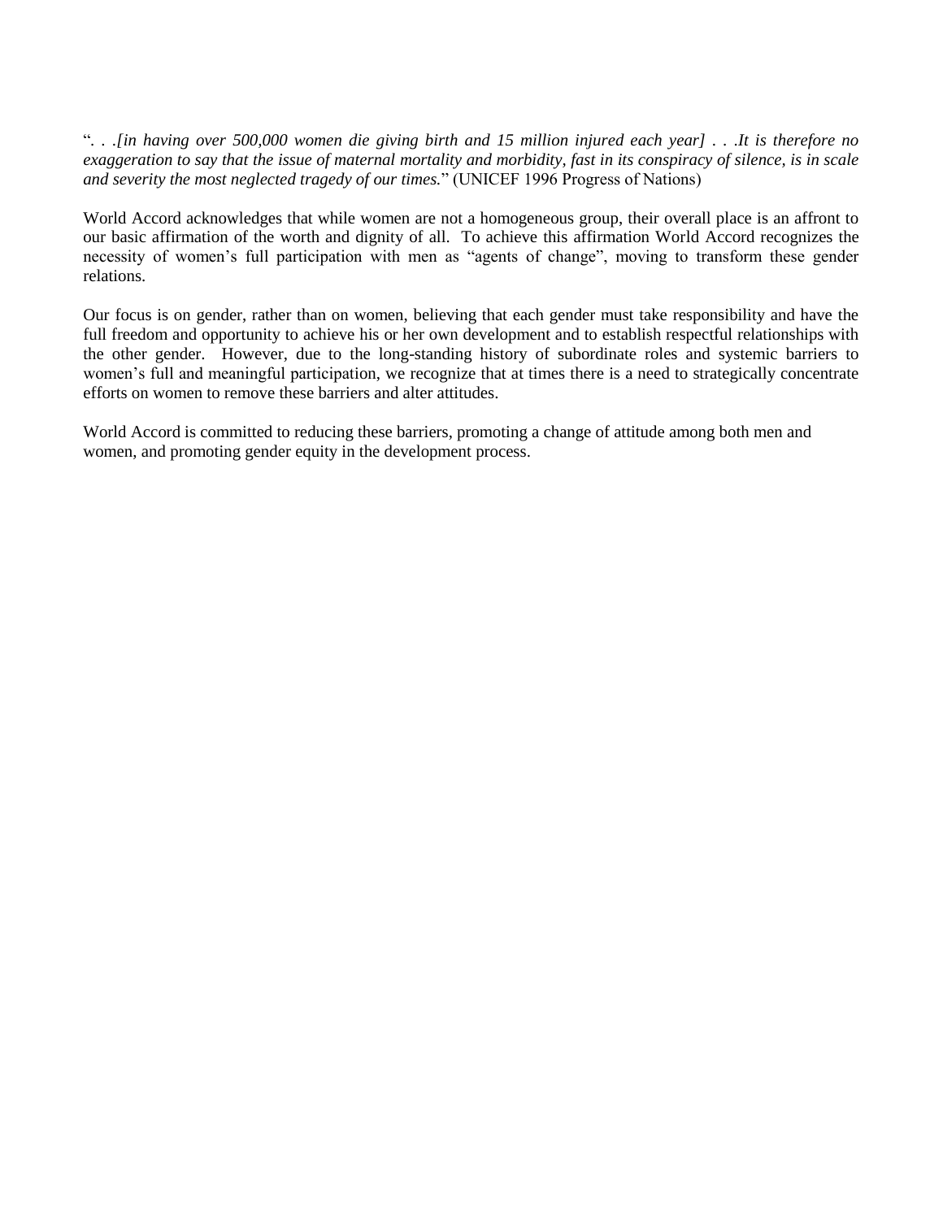"*. . .[in having over 500,000 women die giving birth and 15 million injured each year] . . .It is therefore no exaggeration to say that the issue of maternal mortality and morbidity, fast in its conspiracy of silence, is in scale and severity the most neglected tragedy of our times.*" (UNICEF 1996 Progress of Nations)

World Accord acknowledges that while women are not a homogeneous group, their overall place is an affront to our basic affirmation of the worth and dignity of all. To achieve this affirmation World Accord recognizes the necessity of women's full participation with men as "agents of change", moving to transform these gender relations.

Our focus is on gender, rather than on women, believing that each gender must take responsibility and have the full freedom and opportunity to achieve his or her own development and to establish respectful relationships with the other gender. However, due to the long-standing history of subordinate roles and systemic barriers to women's full and meaningful participation, we recognize that at times there is a need to strategically concentrate efforts on women to remove these barriers and alter attitudes.

World Accord is committed to reducing these barriers, promoting a change of attitude among both men and women, and promoting gender equity in the development process.